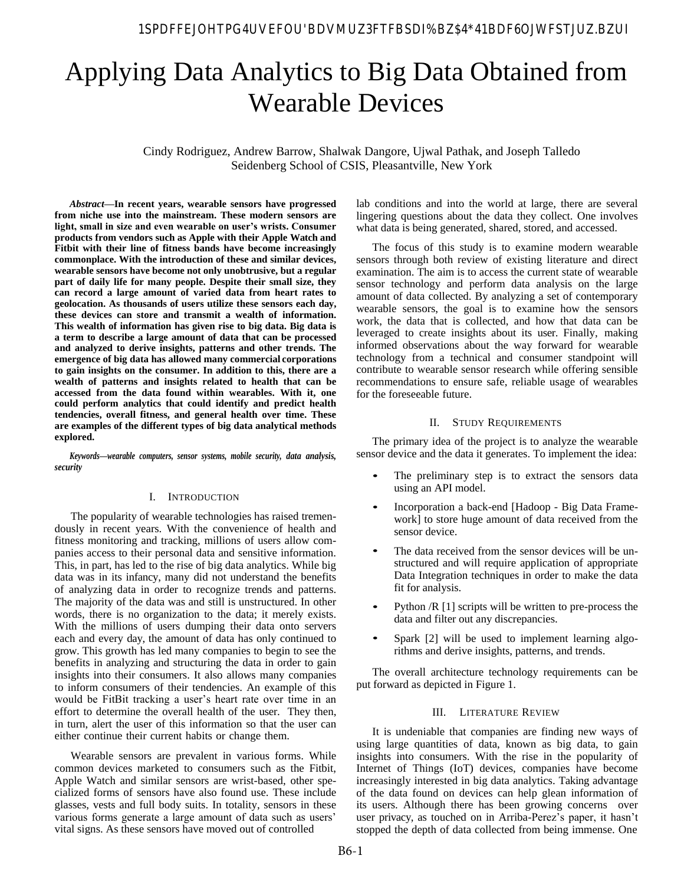# Applying Data Analytics to Big Data Obtained from Wearable Devices

Cindy Rodriguez, Andrew Barrow, Shalwak Dangore, Ujwal Pathak, and Joseph Talledo
Seidenberg School of CSIS, Pleasantville, New York

***Abstract*—In recent years, wearable sensors have progressed from niche use into the mainstream. These modern sensors are light, small in size and even wearable on user's wrists. Consumer products from vendors such as Apple with their Apple Watch and Fitbit with their line of fitness bands have become increasingly commonplace. With the introduction of these and similar devices, wearable sensors have become not only unobtrusive, but a regular part of daily life for many people. Despite their small size, they can record a large amount of varied data from heart rates to geolocation. As thousands of users utilize these sensors each day, these devices can store and transmit a wealth of information. This wealth of information has given rise to big data. Big data is a term to describe a large amount of data that can be processed and analyzed to derive insights, patterns and other trends. The emergence of big data has allowed many commercial corporations to gain insights on the consumer. In addition to this, there are a wealth of patterns and insights related to health that can be accessed from the data found within wearables. With it, one could perform analytics that could identify and predict health tendencies, overall fitness, and general health over time. These are examples of the different types of big data analytical methods explored.**

***Keywords—wearable computers, sensor systems, mobile security, data analysis, security***

## I. Introduction

The popularity of wearable technologies has raised tremendously in recent years. With the convenience of health and fitness monitoring and tracking, millions of users allow companies access to their personal data and sensitive information. This, in part, has led to the rise of big data analytics. While big data was in its infancy, many did not understand the benefits of analyzing data in order to recognize trends and patterns. The majority of the data was and still is unstructured. In other words, there is no organization to the data; it merely exists. With the millions of users dumping their data onto servers each and every day, the amount of data has only continued to grow. This growth has led many companies to begin to see the benefits in analyzing and structuring the data in order to gain insights into their consumers. It also allows many companies to inform consumers of their tendencies. An example of this would be FitBit tracking a user's heart rate over time in an effort to determine the overall health of the user. They then, in turn, alert the user of this information so that the user can either continue their current habits or change them.

Wearable sensors are prevalent in various forms. While common devices marketed to consumers such as the Fitbit, Apple Watch and similar sensors are wrist-based, other specialized forms of sensors have also found use. These include glasses, vests and full body suits. In totality, sensors in these various forms generate a large amount of data such as users' vital signs. As these sensors have moved out of controlled lab conditions and into the world at large, there are several lingering questions about the data they collect. One involves what data is being generated, shared, stored, and accessed.

The focus of this study is to examine modern wearable sensors through both review of existing literature and direct examination. The aim is to access the current state of wearable sensor technology and perform data analysis on the large amount of data collected. By analyzing a set of contemporary wearable sensors, the goal is to examine how the sensors work, the data that is collected, and how that data can be leveraged to create insights about its user. Finally, making informed observations about the way forward for wearable technology from a technical and consumer standpoint will contribute to wearable sensor research while offering sensible recommendations to ensure safe, reliable usage of wearables for the foreseeable future.

## II. Study Requirements

The primary idea of the project is to analyze the wearable sensor device and the data it generates. To implement the idea:

- The preliminary step is to extract the sensors data using an API model.
- Incorporation a back-end [Hadoop - Big Data Framework] to store huge amount of data received from the sensor device.
- The data received from the sensor devices will be unstructured and will require application of appropriate Data Integration techniques in order to make the data fit for analysis.
- Python /R [1] scripts will be written to pre-process the data and filter out any discrepancies.
- Spark [2] will be used to implement learning algorithms and derive insights, patterns, and trends.

The overall architecture technology requirements can be put forward as depicted in Figure 1.

## III. Literature Review

It is undeniable that companies are finding new ways of using large quantities of data, known as big data, to gain insights into consumers. With the rise in the popularity of Internet of Things (IoT) devices, companies have become increasingly interested in big data analytics. Taking advantage of the data found on devices can help glean information of its users. Although there has been growing concerns over user privacy, as touched on in Arriba-Perez's paper, it hasn't stopped the depth of data collected from being immense. One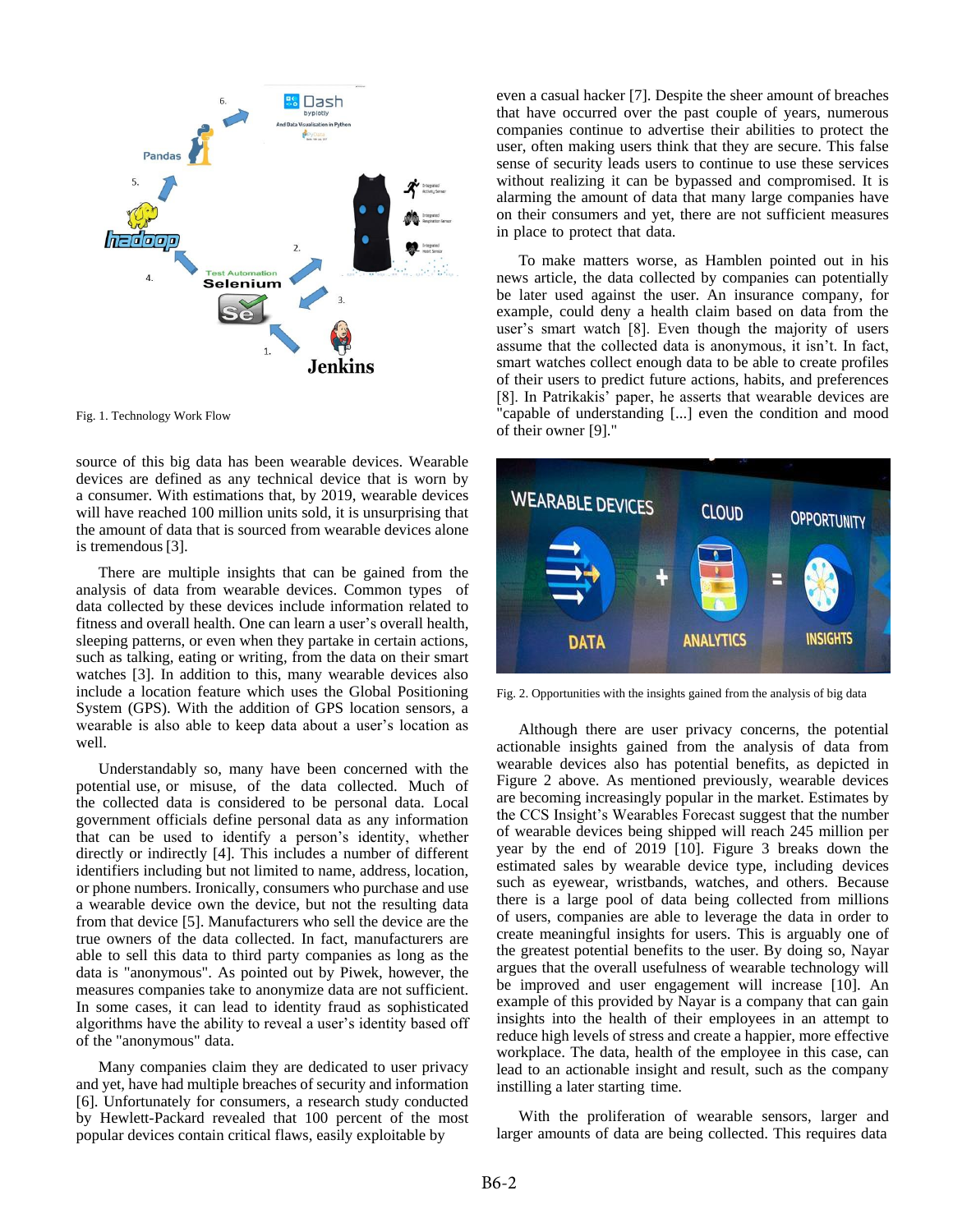Fig. 1. Technology Work Flow

source of this big data has been wearable devices. Wearable devices are defined as any technical device that is worn by a consumer. With estimations that, by 2019, wearable devices will have reached 100 million units sold, it is unsurprising that the amount of data that is sourced from wearable devices alone is tremendous [3].

There are multiple insights that can be gained from the analysis of data from wearable devices. Common types of data collected by these devices include information related to fitness and overall health. One can learn a user's overall health, sleeping patterns, or even when they partake in certain actions, such as talking, eating or writing, from the data on their smart watches [3]. In addition to this, many wearable devices also include a location feature which uses the Global Positioning System (GPS). With the addition of GPS location sensors, a wearable is also able to keep data about a user's location as well.

Understandably so, many have been concerned with the potential use, or misuse, of the data collected. Much of the collected data is considered to be personal data. Local government officials define personal data as any information that can be used to identify a person's identity, whether directly or indirectly [4]. This includes a number of different identifiers including but not limited to name, address, location, or phone numbers. Ironically, consumers who purchase and use a wearable device own the device, but not the resulting data from that device [5]. Manufacturers who sell the device are the true owners of the data collected. In fact, manufacturers are able to sell this data to third party companies as long as the data is "anonymous". As pointed out by Piwek, however, the measures companies take to anonymize data are not sufficient. In some cases, it can lead to identity fraud as sophisticated algorithms have the ability to reveal a user's identity based off of the "anonymous" data.

Many companies claim they are dedicated to user privacy and yet, have had multiple breaches of security and information [6]. Unfortunately for consumers, a research study conducted by Hewlett-Packard revealed that 100 percent of the most popular devices contain critical flaws, easily exploitable by even a casual hacker [7]. Despite the sheer amount of breaches that have occurred over the past couple of years, numerous companies continue to advertise their abilities to protect the user, often making users think that they are secure. This false sense of security leads users to continue to use these services without realizing it can be bypassed and compromised. It is alarming the amount of data that many large companies have on their consumers and yet, there are not sufficient measures in place to protect that data.

To make matters worse, as Hamblen pointed out in his news article, the data collected by companies can potentially be later used against the user. An insurance company, for example, could deny a health claim based on data from the user's smart watch [8]. Even though the majority of users assume that the collected data is anonymous, it isn't. In fact, smart watches collect enough data to be able to create profiles of their users to predict future actions, habits, and preferences [8]. In Patrikakis' paper, he asserts that wearable devices are "capable of understanding [...] even the condition and mood of their owner [9]."

Fig. 2. Opportunities with the insights gained from the analysis of big data

Although there are user privacy concerns, the potential actionable insights gained from the analysis of data from wearable devices also has potential benefits, as depicted in Figure 2 above. As mentioned previously, wearable devices are becoming increasingly popular in the market. Estimates by the CCS Insight's Wearables Forecast suggest that the number of wearable devices being shipped will reach 245 million per year by the end of 2019 [10]. Figure 3 breaks down the estimated sales by wearable device type, including devices such as eyewear, wristbands, watches, and others. Because there is a large pool of data being collected from millions of users, companies are able to leverage the data in order to create meaningful insights for users. This is arguably one of the greatest potential benefits to the user. By doing so, Nayar argues that the overall usefulness of wearable technology will be improved and user engagement will increase [10]. An example of this provided by Nayar is a company that can gain insights into the health of their employees in an attempt to reduce high levels of stress and create a happier, more effective workplace. The data, health of the employee in this case, can lead to an actionable insight and result, such as the company instilling a later starting time.

With the proliferation of wearable sensors, larger and larger amounts of data are being collected. This requires data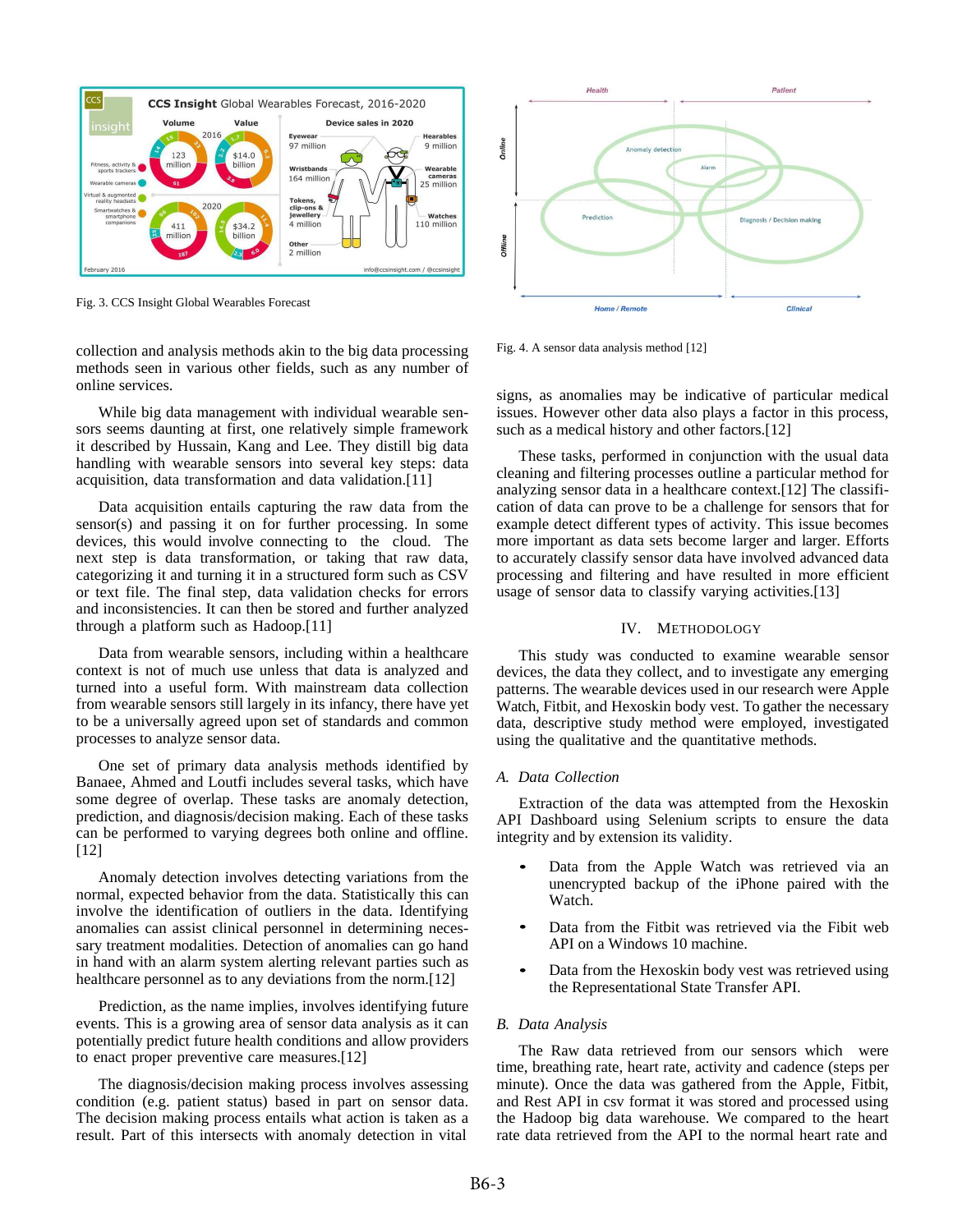Fig. 3. CCS Insight Global Wearables Forecast

collection and analysis methods akin to the big data processing methods seen in various other fields, such as any number of online services.

While big data management with individual wearable sensors seems daunting at first, one relatively simple framework it described by Hussain, Kang and Lee. They distill big data handling with wearable sensors into several key steps: data acquisition, data transformation and data validation.[11]

Data acquisition entails capturing the raw data from the sensor(s) and passing it on for further processing. In some devices, this would involve connecting to the cloud. The next step is data transformation, or taking that raw data, categorizing it and turning it in a structured form such as CSV or text file. The final step, data validation checks for errors and inconsistencies. It can then be stored and further analyzed through a platform such as Hadoop.[11]

Data from wearable sensors, including within a healthcare context is not of much use unless that data is analyzed and turned into a useful form. With mainstream data collection from wearable sensors still largely in its infancy, there have yet to be a universally agreed upon set of standards and common processes to analyze sensor data.

One set of primary data analysis methods identified by Banaee, Ahmed and Loutfi includes several tasks, which have some degree of overlap. These tasks are anomaly detection, prediction, and diagnosis/decision making. Each of these tasks can be performed to varying degrees both online and offline.[12]

Anomaly detection involves detecting variations from the normal, expected behavior from the data. Statistically this can involve the identification of outliers in the data. Identifying anomalies can assist clinical personnel in determining necessary treatment modalities. Detection of anomalies can go hand in hand with an alarm system alerting relevant parties such as healthcare personnel as to any deviations from the norm.[12]

Prediction, as the name implies, involves identifying future events. This is a growing area of sensor data analysis as it can potentially predict future health conditions and allow providers to enact proper preventive care measures.[12]

The diagnosis/decision making process involves assessing condition (e.g. patient status) based in part on sensor data. The decision making process entails what action is taken as a result. Part of this intersects with anomaly detection in vital

Fig. 4. A sensor data analysis method [12]

signs, as anomalies may be indicative of particular medical issues. However other data also plays a factor in this process, such as a medical history and other factors.[12]

These tasks, performed in conjunction with the usual data cleaning and filtering processes outline a particular method for analyzing sensor data in a healthcare context.[12] The classification of data can prove to be a challenge for sensors that for example detect different types of activity. This issue becomes more important as data sets become larger and larger. Efforts to accurately classify sensor data have involved advanced data processing and filtering and have resulted in more efficient usage of sensor data to classify varying activities.[13]

## IV. Methodology

This study was conducted to examine wearable sensor devices, the data they collect, and to investigate any emerging patterns. The wearable devices used in our research were Apple Watch, Fitbit, and Hexoskin body vest. To gather the necessary data, descriptive study method were employed, investigated using the qualitative and the quantitative methods.

### A. Data Collection

Extraction of the data was attempted from the Hexoskin API Dashboard using Selenium scripts to ensure the data integrity and by extension its validity.

- Data from the Apple Watch was retrieved via an unencrypted backup of the iPhone paired with the Watch.
- Data from the Fitbit was retrieved via the Fibit web API on a Windows 10 machine.
- Data from the Hexoskin body vest was retrieved using the Representational State Transfer API.

### B. Data Analysis

The Raw data retrieved from our sensors which were time, breathing rate, heart rate, activity and cadence (steps per minute). Once the data was gathered from the Apple, Fitbit, and Rest API in csv format it was stored and processed using the Hadoop big data warehouse. We compared to the heart rate data retrieved from the API to the normal heart rate and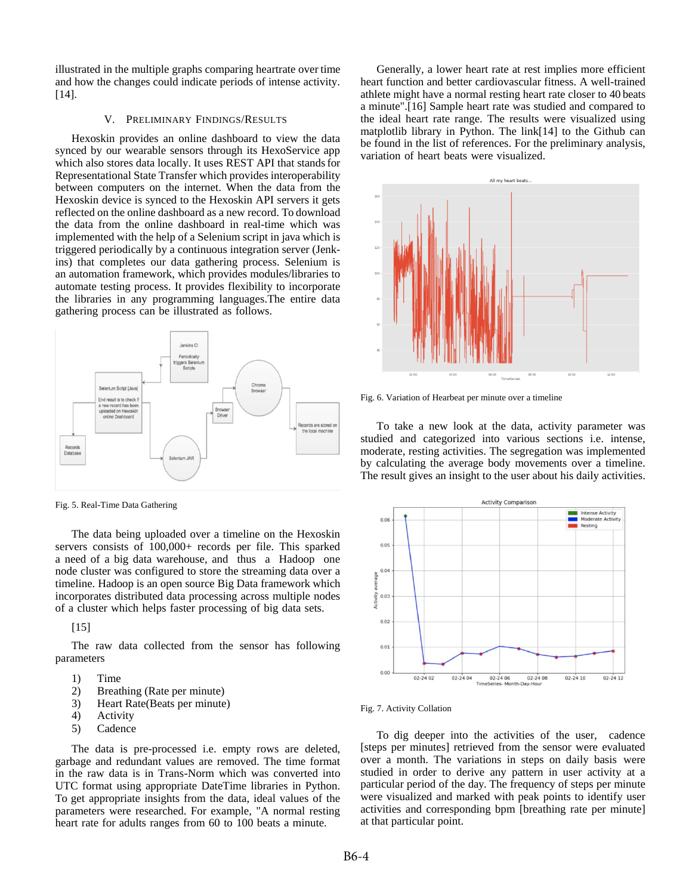illustrated in the multiple graphs comparing heartrate over time and how the changes could indicate periods of intense activity. [14].

## V. Preliminary Findings/Results

Hexoskin provides an online dashboard to view the data synced by our wearable sensors through its HexoService app which also stores data locally. It uses REST API that stands for Representational State Transfer which provides interoperability between computers on the internet. When the data from the Hexoskin device is synced to the Hexoskin API servers it gets reflected on the online dashboard as a new record. To download the data from the online dashboard in real-time which was implemented with the help of a Selenium script in java which is triggered periodically by a continuous integration server (Jenkins) that completes our data gathering process. Selenium is an automation framework, which provides modules/libraries to automate testing process. It provides flexibility to incorporate the libraries in any programming languages.The entire data gathering process can be illustrated as follows.

Fig. 5. Real-Time Data Gathering

The data being uploaded over a timeline on the Hexoskin servers consists of 100,000+ records per file. This sparked a need of a big data warehouse, and thus a Hadoop one node cluster was configured to store the streaming data over a timeline. Hadoop is an open source Big Data framework which incorporates distributed data processing across multiple nodes of a cluster which helps faster processing of big data sets.

[15]

The raw data collected from the sensor has following parameters

1) Time
2) Breathing (Rate per minute)
3) Heart Rate(Beats per minute)
4) Activity
5) Cadence

The data is pre-processed i.e. empty rows are deleted, garbage and redundant values are removed. The time format in the raw data is in Trans-Norm which was converted into UTC format using appropriate DateTime libraries in Python. To get appropriate insights from the data, ideal values of the parameters were researched. For example, "A normal resting heart rate for adults ranges from 60 to 100 beats a minute. Generally, a lower heart rate at rest implies more efficient heart function and better cardiovascular fitness. A well-trained athlete might have a normal resting heart rate closer to 40 beats a minute".[16] Sample heart rate was studied and compared to the ideal heart rate range. The results were visualized using matplotlib library in Python. The link[14] to the Github can be found in the list of references. For the preliminary analysis, variation of heart beats were visualized.

Fig. 6. Variation of Hearbeat per minute over a timeline

To take a new look at the data, activity parameter was studied and categorized into various sections i.e. intense, moderate, resting activities. The segregation was implemented by calculating the average body movements over a timeline. The result gives an insight to the user about his daily activities.

Fig. 7. Activity Collation

To dig deeper into the activities of the user, cadence [steps per minutes] retrieved from the sensor were evaluated over a month. The variations in steps on daily basis were studied in order to derive any pattern in user activity at a particular period of the day. The frequency of steps per minute were visualized and marked with peak points to identify user activities and corresponding bpm [breathing rate per minute] at that particular point.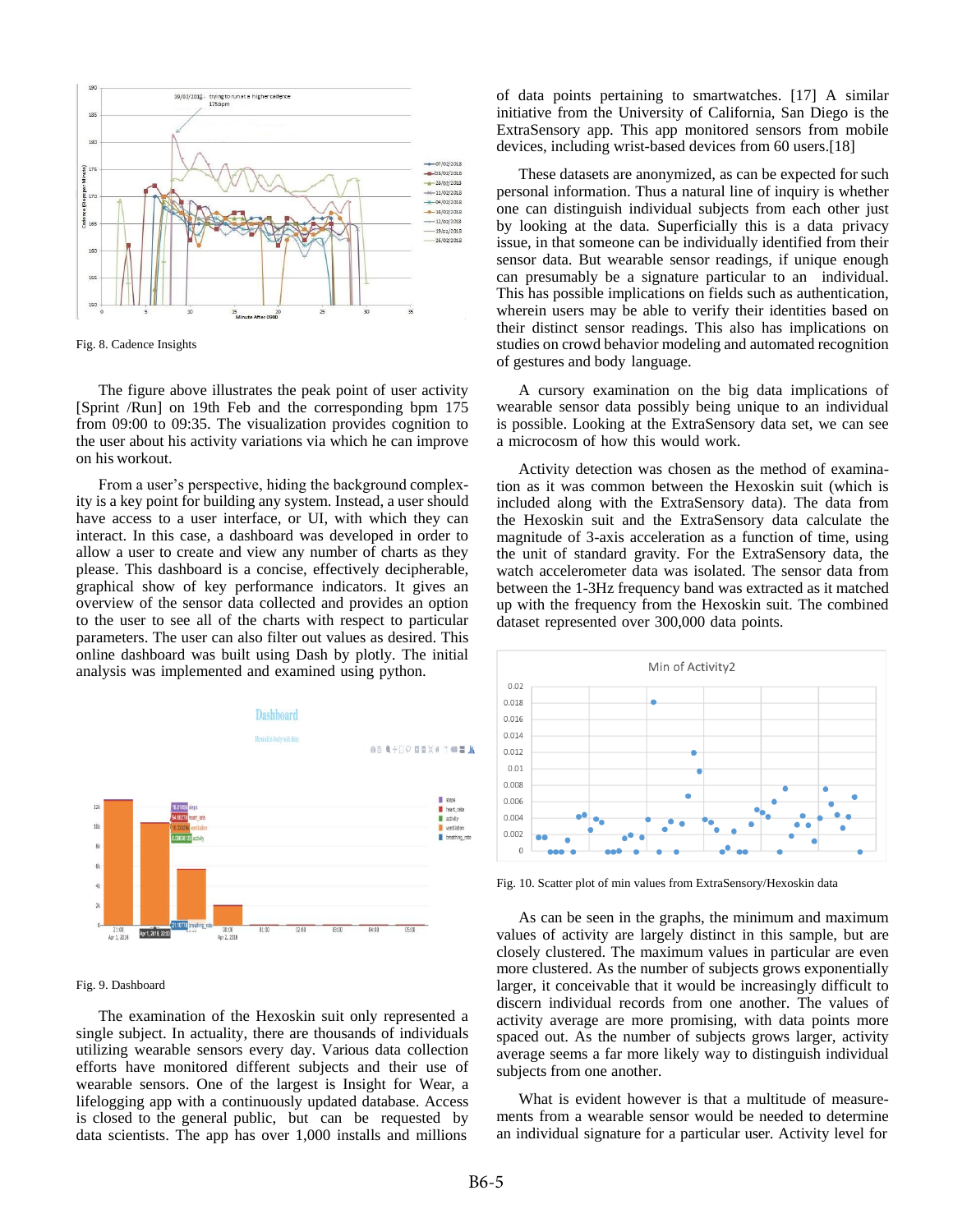Fig. 8. Cadence Insights

The figure above illustrates the peak point of user activity [Sprint /Run] on 19th Feb and the corresponding bpm 175 from 09:00 to 09:35. The visualization provides cognition to the user about his activity variations via which he can improve on his workout.

From a user's perspective, hiding the background complexity is a key point for building any system. Instead, a user should have access to a user interface, or UI, with which they can interact. In this case, a dashboard was developed in order to allow a user to create and view any number of charts as they please. This dashboard is a concise, effectively decipherable, graphical show of key performance indicators. It gives an overview of the sensor data collected and provides an option to the user to see all of the charts with respect to particular parameters. The user can also filter out values as desired. This online dashboard was built using Dash by plotly. The initial analysis was implemented and examined using python.

Fig. 9. Dashboard

The examination of the Hexoskin suit only represented a single subject. In actuality, there are thousands of individuals utilizing wearable sensors every day. Various data collection efforts have monitored different subjects and their use of wearable sensors. One of the largest is Insight for Wear, a lifelogging app with a continuously updated database. Access is closed to the general public, but can be requested by data scientists. The app has over 1,000 installs and millions of data points pertaining to smartwatches. [17] A similar initiative from the University of California, San Diego is the ExtraSensory app. This app monitored sensors from mobile devices, including wrist-based devices from 60 users.[18]

These datasets are anonymized, as can be expected for such personal information. Thus a natural line of inquiry is whether one can distinguish individual subjects from each other just by looking at the data. Superficially this is a data privacy issue, in that someone can be individually identified from their sensor data. But wearable sensor readings, if unique enough can presumably be a signature particular to an individual. This has possible implications on fields such as authentication, wherein users may be able to verify their identities based on their distinct sensor readings. This also has implications on studies on crowd behavior modeling and automated recognition of gestures and body language.

A cursory examination on the big data implications of wearable sensor data possibly being unique to an individual is possible. Looking at the ExtraSensory data set, we can see a microcosm of how this would work.

Activity detection was chosen as the method of examination as it was common between the Hexoskin suit (which is included along with the ExtraSensory data). The data from the Hexoskin suit and the ExtraSensory data calculate the magnitude of 3-axis acceleration as a function of time, using the unit of standard gravity. For the ExtraSensory data, the watch accelerometer data was isolated. The sensor data from between the 1-3Hz frequency band was extracted as it matched up with the frequency from the Hexoskin suit. The combined dataset represented over 300,000 data points.

Fig. 10. Scatter plot of min values from ExtraSensory/Hexoskin data

As can be seen in the graphs, the minimum and maximum values of activity are largely distinct in this sample, but are closely clustered. The maximum values in particular are even more clustered. As the number of subjects grows exponentially larger, it conceivable that it would be increasingly difficult to discern individual records from one another. The values of activity average are more promising, with data points more spaced out. As the number of subjects grows larger, activity average seems a far more likely way to distinguish individual subjects from one another.

What is evident however is that a multitude of measurements from a wearable sensor would be needed to determine an individual signature for a particular user. Activity level for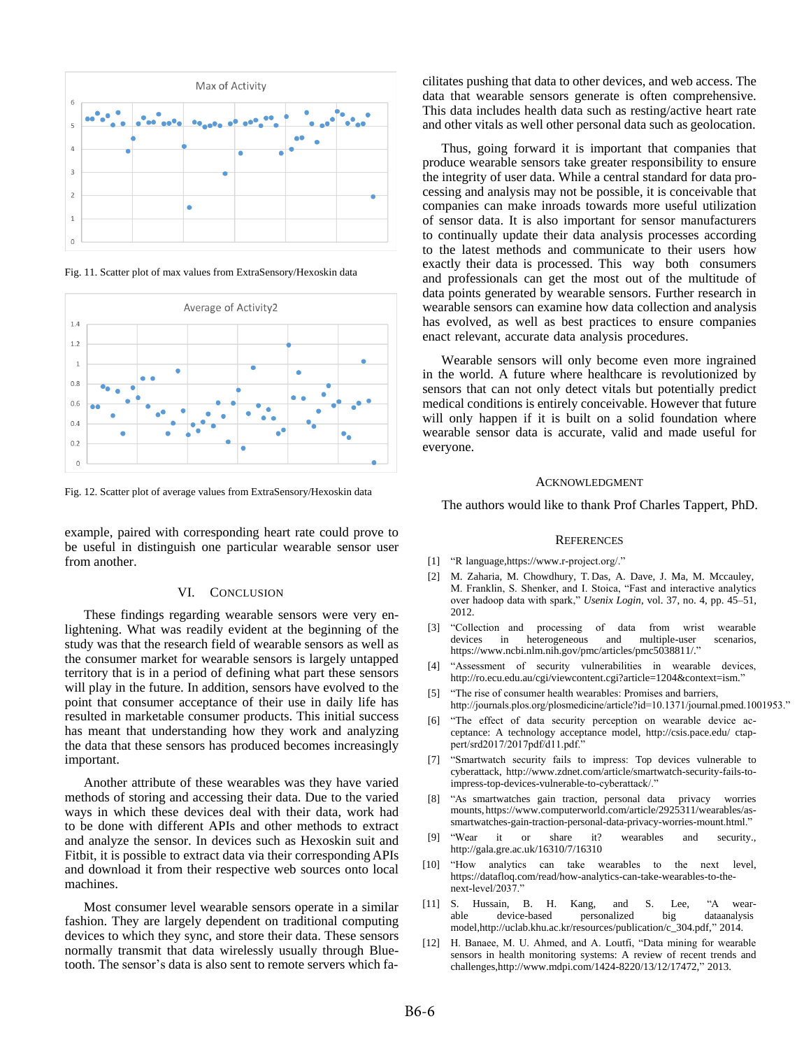Fig. 11. Scatter plot of max values from ExtraSensory/Hexoskin data

Fig. 12. Scatter plot of average values from ExtraSensory/Hexoskin data

example, paired with corresponding heart rate could prove to be useful in distinguish one particular wearable sensor user from another.

## VI. Conclusion

These findings regarding wearable sensors were very enlightening. What was readily evident at the beginning of the study was that the research field of wearable sensors as well as the consumer market for wearable sensors is largely untapped territory that is in a period of defining what part these sensors will play in the future. In addition, sensors have evolved to the point that consumer acceptance of their use in daily life has resulted in marketable consumer products. This initial success has meant that understanding how they work and analyzing the data that these sensors has produced becomes increasingly important.

Another attribute of these wearables was they have varied methods of storing and accessing their data. Due to the varied ways in which these devices deal with their data, work had to be done with different APIs and other methods to extract and analyze the sensor. In devices such as Hexoskin suit and Fitbit, it is possible to extract data via their corresponding APIs and download it from their respective web sources onto local machines.

Most consumer level wearable sensors operate in a similar fashion. They are largely dependent on traditional computing devices to which they sync, and store their data. These sensors normally transmit that data wirelessly usually through Bluetooth. The sensor's data is also sent to remote servers which facilitates pushing that data to other devices, and web access. The data that wearable sensors generate is often comprehensive. This data includes health data such as resting/active heart rate and other vitals as well other personal data such as geolocation.

Thus, going forward it is important that companies that produce wearable sensors take greater responsibility to ensure the integrity of user data. While a central standard for data processing and analysis may not be possible, it is conceivable that companies can make inroads towards more useful utilization of sensor data. It is also important for sensor manufacturers to continually update their data analysis processes according to the latest methods and communicate to their users how exactly their data is processed. This way both consumers and professionals can get the most out of the multitude of data points generated by wearable sensors. Further research in wearable sensors can examine how data collection and analysis has evolved, as well as best practices to ensure companies enact relevant, accurate data analysis procedures.

Wearable sensors will only become even more ingrained in the world. A future where healthcare is revolutionized by sensors that can not only detect vitals but potentially predict medical conditions is entirely conceivable. However that future will only happen if it is built on a solid foundation where wearable sensor data is accurate, valid and made useful for everyone.

## Acknowledgment

The authors would like to thank Prof Charles Tappert, PhD.

## References

[1] "R language,https://www.r-project.org/."

[2] M. Zaharia, M. Chowdhury, T. Das, A. Dave, J. Ma, M. Mccauley, M. Franklin, S. Shenker, and I. Stoica, "Fast and interactive analytics over hadoop data with spark," *Usenix Login*, vol. 37, no. 4, pp. 45–51, 2012.

[3] "Collection and processing of data from wrist wearable devices in heterogeneous and multiple-user scenarios, https://www.ncbi.nlm.nih.gov/pmc/articles/pmc5038811/."

[4] "Assessment of security vulnerabilities in wearable devices, http://ro.ecu.edu.au/cgi/viewcontent.cgi?article=1204&context=ism."

[5] "The rise of consumer health wearables: Promises and barriers, http://journals.plos.org/plosmedicine/article?id=10.1371/journal.pmed.1001953."

[6] "The effect of data security perception on wearable device acceptance: A technology acceptance model, http://csis.pace.edu/ ctappert/srd2017/2017pdf/d11.pdf."

[7] "Smartwatch security fails to impress: Top devices vulnerable to cyberattack, http://www.zdnet.com/article/smartwatch-security-fails-to-impress-top-devices-vulnerable-to-cyberattack/."

[8] "As smartwatches gain traction, personal data privacy worries mounts, https://www.computerworld.com/article/2925311/wearables/as-smartwatches-gain-traction-personal-data-privacy-worries-mount.html."

[9] "Wear it or share it? wearables and security., http://gala.gre.ac.uk/16310/7/16310

[10] "How analytics can take wearables to the next level, https://datafloq.com/read/how-analytics-can-take-wearables-to-the-next-level/2037."

[11] S. Hussain, B. H. Kang, and S. Lee, "A wearable device-based personalized big dataanalysis model,http://uclab.khu.ac.kr/resources/publication/c_304.pdf," 2014.

[12] H. Banaee, M. U. Ahmed, and A. Loutfi, "Data mining for wearable sensors in health monitoring systems: A review of recent trends and challenges,http://www.mdpi.com/1424-8220/13/12/17472," 2013.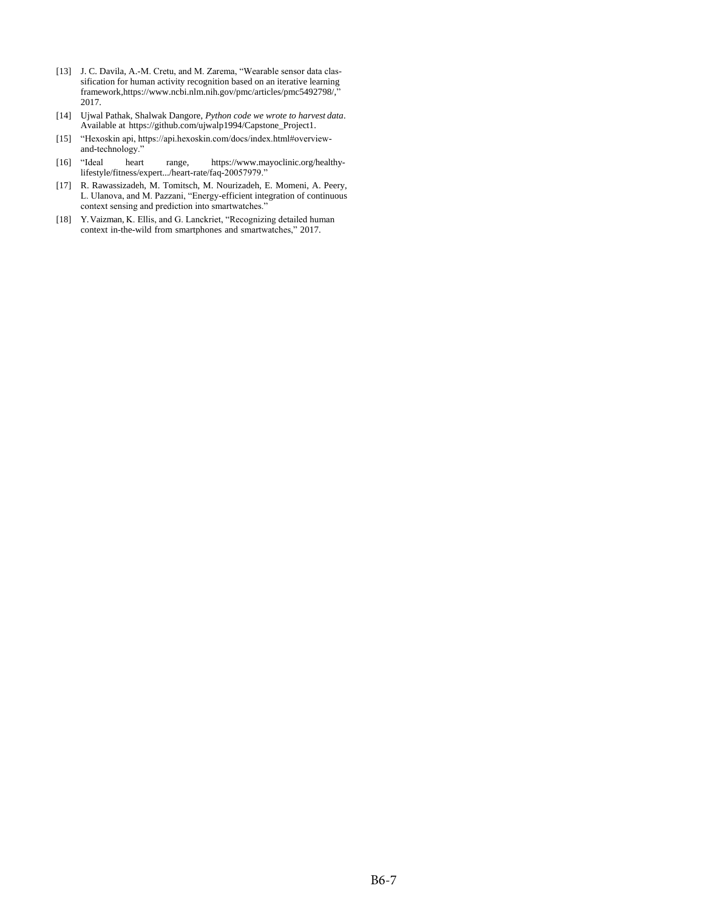[13] J. C. Davila, A.-M. Cretu, and M. Zarema, “Wearable sensor data classification for human activity recognition based on an iterative learning framework,https://www.ncbi.nlm.nih.gov/pmc/articles/pmc5492798/,” 2017.

[14] Ujwal Pathak, Shalwak Dangore, *Python code we wrote to harvest data*. Available at https://github.com/ujwalp1994/Capstone_Project1.

[15] “Hexoskin api, https://api.hexoskin.com/docs/index.html#overview-and-technology.”

[16] “Ideal heart range, https://www.mayoclinic.org/healthy-lifestyle/fitness/expert.../heart-rate/faq-20057979.”

[17] R. Rawassizadeh, M. Tomitsch, M. Nourizadeh, E. Momeni, A. Peery, L. Ulanova, and M. Pazzani, “Energy-efficient integration of continuous context sensing and prediction into smartwatches.”

[18] Y. Vaizman, K. Ellis, and G. Lanckriet, “Recognizing detailed human context in-the-wild from smartphones and smartwatches,” 2017.